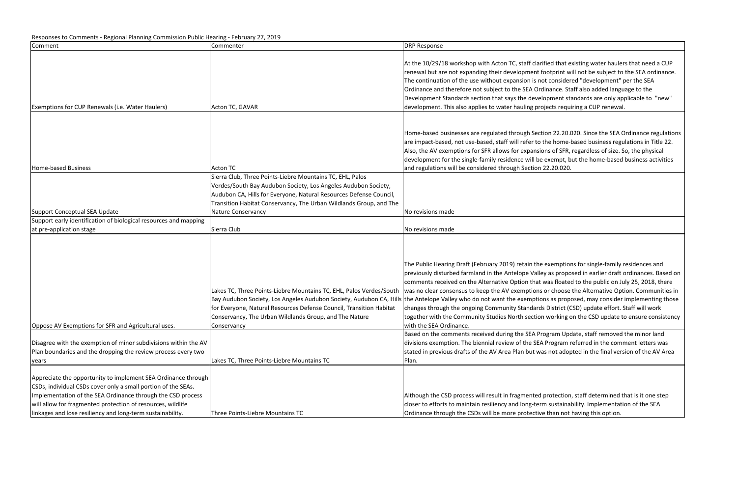Responses to Comments - Regional Planning Commission Public Hearing - February 27, 2019

| Comment | Commenter | DRP Response |
|---|---|---|
| Exemptions for CUP Renewals (i.e. Water Haulers) | Acton TC, GAVAR | At the 10/29/18 workshop with Acton TC, staff clarified that existing water haulers that need a CUP renewal but are not expanding their development footprint will not be subject to the SEA ordinance. The continuation of the use without expansion is not considered "development" per the SEA Ordinance and therefore not subject to the SEA Ordinance. Staff also added language to the Development Standards section that says the development standards are only applicable to "new" development. This also applies to water hauling projects requiring a CUP renewal. |
| Home-based Business | Acton TC | Home-based businesses are regulated through Section 22.20.020. Since the SEA Ordinance regulations are impact-based, not use-based, staff will refer to the home-based business regulations in Title 22. Also, the AV exemptions for SFR allows for expansions of SFR, regardless of size. So, the physical development for the single-family residence will be exempt, but the home-based business activities and regulations will be considered through Section 22.20.020. |
| Support Conceptual SEA Update | Sierra Club, Three Points-Liebre Mountains TC, EHL, Palos Verdes/South Bay Audubon Society, Los Angeles Audubon Society, Audubon CA, Hills for Everyone, Natural Resources Defense Council, Transition Habitat Conservancy, The Urban Wildlands Group, and The Nature Conservancy | No revisions made |
| Support early identification of biological resources and mapping at pre-application stage | Sierra Club | No revisions made |
| Oppose AV Exemptions for SFR and Agricultural uses. | Lakes TC, Three Points-Liebre Mountains TC, EHL, Palos Verdes/South Bay Audubon Society, Los Angeles Audubon Society, Audubon CA, Hills for Everyone, Natural Resources Defense Council, Transition Habitat Conservancy, The Urban Wildlands Group, and The Nature Conservancy | The Public Hearing Draft (February 2019) retain the exemptions for single-family residences and previously disturbed farmland in the Antelope Valley as proposed in earlier draft ordinances. Based on comments received on the Alternative Option that was floated to the public on July 25, 2018, there was no clear consensus to keep the AV exemptions or choose the Alternative Option. Communities in the Antelope Valley who do not want the exemptions as proposed, may consider implementing those changes through the ongoing Community Standards District (CSD) update effort. Staff will work together with the Community Studies North section working on the CSD update to ensure consistency with the SEA Ordinance. |
| Disagree with the exemption of minor subdivisions within the AV Plan boundaries and the dropping the review process every two years | Lakes TC, Three Points-Liebre Mountains TC | Based on the comments received during the SEA Program Update, staff removed the minor land divisions exemption. The biennial review of the SEA Program referred in the comment letters was stated in previous drafts of the AV Area Plan but was not adopted in the final version of the AV Area Plan. |
| Appreciate the opportunity to implement SEA Ordinance through CSDs, individual CSDs cover only a small portion of the SEAs. Implementation of the SEA Ordinance through the CSD process will allow for fragmented protection of resources, wildlife linkages and lose resiliency and long-term sustainability. | Three Points-Liebre Mountains TC | Although the CSD process will result in fragmented protection, staff determined that is it one step closer to efforts to maintain resiliency and long-term sustainability. Implementation of the SEA Ordinance through the CSDs will be more protective than not having this option. |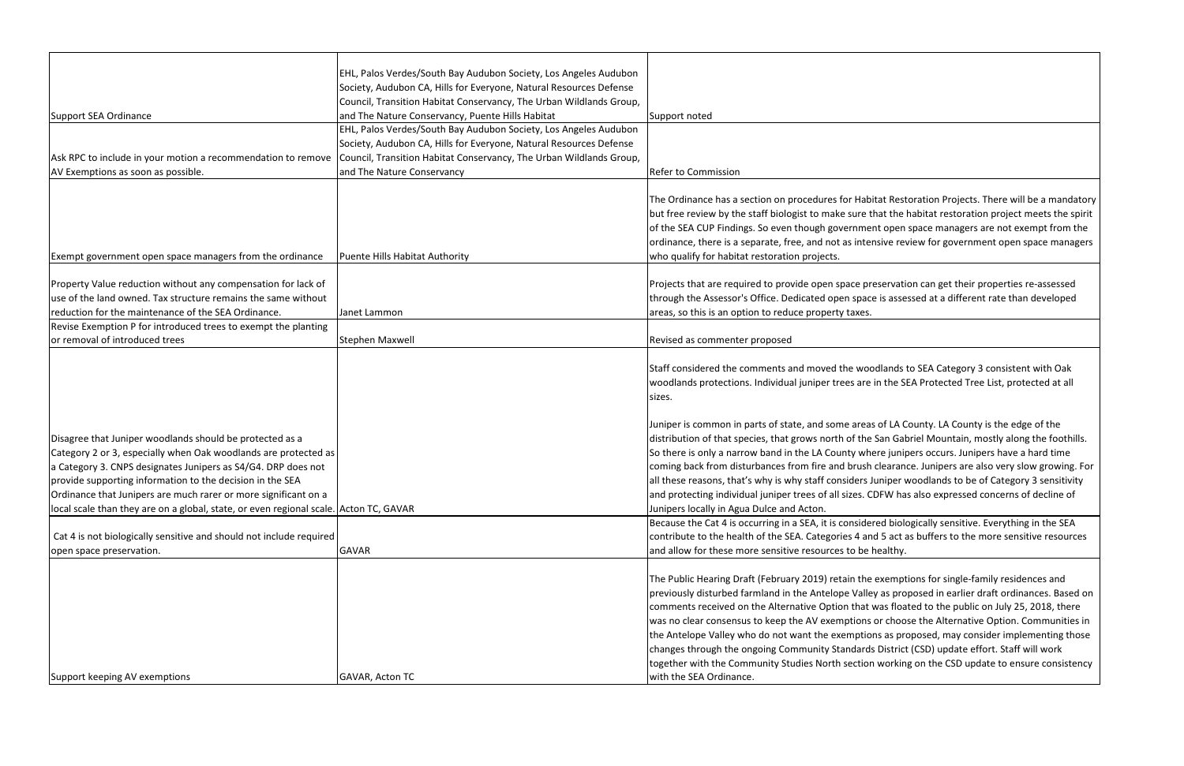| | | |
|---|---|---|
| Support SEA Ordinance | EHL, Palos Verdes/South Bay Audubon Society, Los Angeles Audubon Society, Audubon CA, Hills for Everyone, Natural Resources Defense Council, Transition Habitat Conservancy, The Urban Wildlands Group, and The Nature Conservancy, Puente Hills Habitat | Support noted |
| Ask RPC to include in your motion a recommendation to remove AV Exemptions as soon as possible. | EHL, Palos Verdes/South Bay Audubon Society, Los Angeles Audubon Society, Audubon CA, Hills for Everyone, Natural Resources Defense Council, Transition Habitat Conservancy, The Urban Wildlands Group, and The Nature Conservancy | Refer to Commission |
| Exempt government open space managers from the ordinance | Puente Hills Habitat Authority | The Ordinance has a section on procedures for Habitat Restoration Projects. There will be a mandatory but free review by the staff biologist to make sure that the habitat restoration project meets the spirit of the SEA CUP Findings. So even though government open space managers are not exempt from the ordinance, there is a separate, free, and not as intensive review for government open space managers who qualify for habitat restoration projects. |
| Property Value reduction without any compensation for lack of use of the land owned. Tax structure remains the same without reduction for the maintenance of the SEA Ordinance. | Janet Lammon | Projects that are required to provide open space preservation can get their properties re-assessed through the Assessor's Office. Dedicated open space is assessed at a different rate than developed areas, so this is an option to reduce property taxes. |
| Revise Exemption P for introduced trees to exempt the planting or removal of introduced trees | Stephen Maxwell | Revised as commenter proposed |
| Disagree that Juniper woodlands should be protected as a Category 2 or 3, especially when Oak woodlands are protected as a Category 3. CNPS designates Junipers as S4/G4. DRP does not provide supporting information to the decision in the SEA Ordinance that Junipers are much rarer or more significant on a local scale than they are on a global, state, or even regional scale. | Acton TC, GAVAR | Staff considered the comments and moved the woodlands to SEA Category 3 consistent with Oak woodlands protections. Individual juniper trees are in the SEA Protected Tree List, protected at all sizes.<br><br>Juniper is common in parts of state, and some areas of LA County. LA County is the edge of the distribution of that species, that grows north of the San Gabriel Mountain, mostly along the foothills. So there is only a narrow band in the LA County where junipers occurs. Junipers have a hard time coming back from disturbances from fire and brush clearance. Junipers are also very slow growing. For all these reasons, that's why is why staff considers Juniper woodlands to be of Category 3 sensitivity and protecting individual juniper trees of all sizes. CDFW has also expressed concerns of decline of Junipers locally in Agua Dulce and Acton. |
| Cat 4 is not biologically sensitive and should not include required open space preservation. | GAVAR | Because the Cat 4 is occurring in a SEA, it is considered biologically sensitive. Everything in the SEA contribute to the health of the SEA. Categories 4 and 5 act as buffers to the more sensitive resources and allow for these more sensitive resources to be healthy. |
| Support keeping AV exemptions | GAVAR, Acton TC | The Public Hearing Draft (February 2019) retain the exemptions for single-family residences and previously disturbed farmland in the Antelope Valley as proposed in earlier draft ordinances. Based on comments received on the Alternative Option that was floated to the public on July 25, 2018, there was no clear consensus to keep the AV exemptions or choose the Alternative Option. Communities in the Antelope Valley who do not want the exemptions as proposed, may consider implementing those changes through the ongoing Community Standards District (CSD) update effort. Staff will work together with the Community Studies North section working on the CSD update to ensure consistency with the SEA Ordinance. |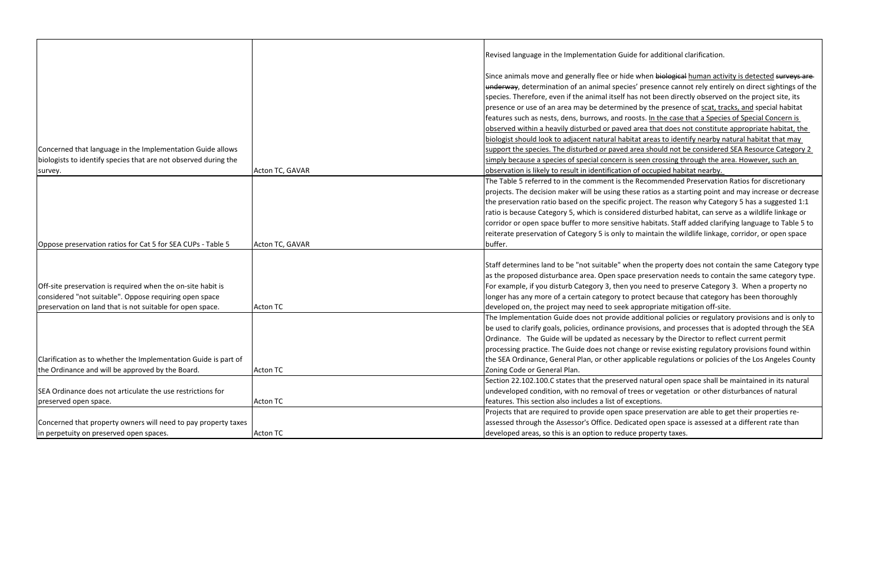| | | |
|---|---|---|
| Concerned that language in the Implementation Guide allows biologists to identify species that are not observed during the survey. | Acton TC, GAVAR | Revised language in the Implementation Guide for additional clarification.<br><br>Since animals move and generally flee or hide when ~~biological~~ <u>human activity is detected</u> ~~surveys are underway~~, determination of an animal species' presence cannot rely entirely on direct sightings of the species. Therefore, even if the animal itself has not been directly observed on the project site, its presence or use of an area may be determined by the presence of <u>scat, tracks, and</u> special habitat features such as nests, dens, burrows, and roosts. <u>In the case that a Species of Special Concern is observed within a heavily disturbed or paved area that does not constitute appropriate habitat, the biologist should look to adjacent natural habitat areas to identify nearby natural habitat that may support the species. The disturbed or paved area should not be considered SEA Resource Category 2 simply because a species of special concern is seen crossing through the area. However, such an observation is likely to result in identification of occupied habitat nearby.</u> |
| Oppose preservation ratios for Cat 5 for SEA CUPs - Table 5 | Acton TC, GAVAR | The Table 5 referred to in the comment is the Recommended Preservation Ratios for discretionary projects. The decision maker will be using these ratios as a starting point and may increase or decrease the preservation ratio based on the specific project. The reason why Category 5 has a suggested 1:1 ratio is because Category 5, which is considered disturbed habitat, can serve as a wildlife linkage or corridor or open space buffer to more sensitive habitats. Staff added clarifying language to Table 5 to reiterate preservation of Category 5 is only to maintain the wildlife linkage, corridor, or open space buffer. |
| Off-site preservation is required when the on-site habit is considered "not suitable". Oppose requiring open space preservation on land that is not suitable for open space. | Acton TC | Staff determines land to be "not suitable" when the property does not contain the same Category type as the proposed disturbance area. Open space preservation needs to contain the same category type. For example, if you disturb Category 3, then you need to preserve Category 3. When a property no longer has any more of a certain category to protect because that category has been thoroughly developed on, the project may need to seek appropriate mitigation off-site. |
| Clarification as to whether the Implementation Guide is part of the Ordinance and will be approved by the Board. | Acton TC | The Implementation Guide does not provide additional policies or regulatory provisions and is only to be used to clarify goals, policies, ordinance provisions, and processes that is adopted through the SEA Ordinance. The Guide will be updated as necessary by the Director to reflect current permit processing practice. The Guide does not change or revise existing regulatory provisions found within the SEA Ordinance, General Plan, or other applicable regulations or policies of the Los Angeles County Zoning Code or General Plan. |
| SEA Ordinance does not articulate the use restrictions for preserved open space. | Acton TC | Section 22.102.100.C states that the preserved natural open space shall be maintained in its natural undeveloped condition, with no removal of trees or vegetation or other disturbances of natural features. This section also includes a list of exceptions. |
| Concerned that property owners will need to pay property taxes in perpetuity on preserved open spaces. | Acton TC | Projects that are required to provide open space preservation are able to get their properties re-assessed through the Assessor's Office. Dedicated open space is assessed at a different rate than developed areas, so this is an option to reduce property taxes. |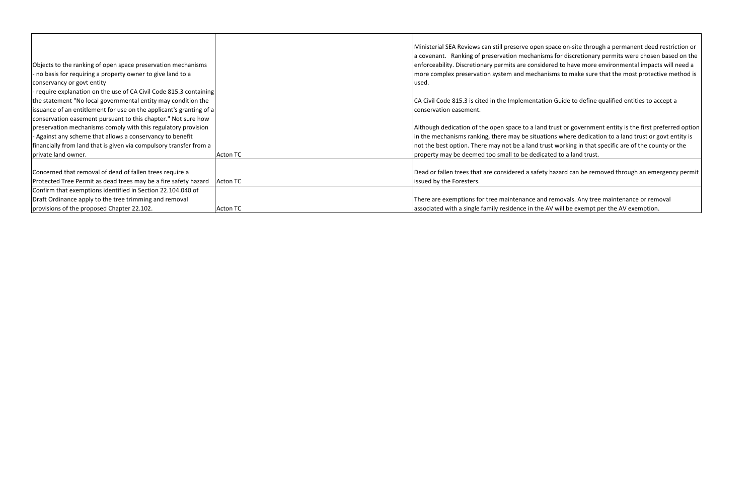| | | |
|---|---|---|
| Objects to the ranking of open space preservation mechanisms<br>- no basis for requiring a property owner to give land to a conservancy or govt entity<br>- require explanation on the use of CA Civil Code 815.3 containing the statement "No local governmental entity may condition the issuance of an entitlement for use on the applicant's granting of a conservation easement pursuant to this chapter." Not sure how preservation mechanisms comply with this regulatory provision<br>- Against any scheme that allows a conservancy to benefit financially from land that is given via compulsory transfer from a private land owner. | Acton TC | Ministerial SEA Reviews can still preserve open space on-site through a permanent deed restriction or a covenant. Ranking of preservation mechanisms for discretionary permits were chosen based on the enforceability. Discretionary permits are considered to have more environmental impacts will need a more complex preservation system and mechanisms to make sure that the most protective method is used.<br><br>CA Civil Code 815.3 is cited in the Implementation Guide to define qualified entities to accept a conservation easement.<br><br>Although dedication of the open space to a land trust or government entity is the first preferred option in the mechanisms ranking, there may be situations where dedication to a land trust or govt entity is not the best option. There may not be a land trust working in that specific are of the county or the property may be deemed too small to be dedicated to a land trust. |
| Concerned that removal of dead of fallen trees require a Protected Tree Permit as dead trees may be a fire safety hazard | Acton TC | Dead or fallen trees that are considered a safety hazard can be removed through an emergency permit issued by the Foresters. |
| Confirm that exemptions identified in Section 22.104.040 of Draft Ordinance apply to the tree trimming and removal provisions of the proposed Chapter 22.102. | Acton TC | There are exemptions for tree maintenance and removals. Any tree maintenance or removal associated with a single family residence in the AV will be exempt per the AV exemption. |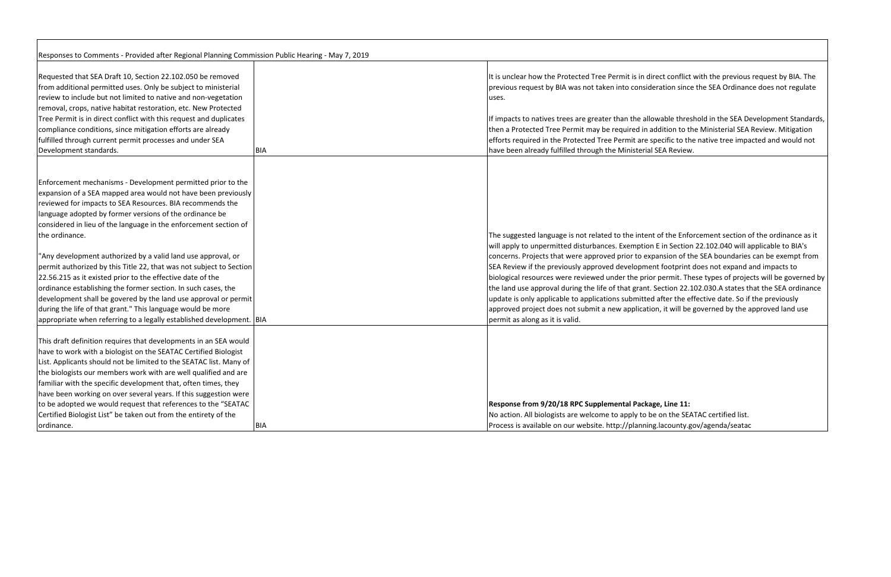Responses to Comments - Provided after Regional Planning Commission Public Hearing - May 7, 2019

| Comment | Commenter | Response |
|---|---|---|
| Requested that SEA Draft 10, Section 22.102.050 be removed from additional permitted uses. Only be subject to ministerial review to include but not limited to native and non-vegetation removal, crops, native habitat restoration, etc. New Protected Tree Permit is in direct conflict with this request and duplicates compliance conditions, since mitigation efforts are already fulfilled through current permit processes and under SEA Development standards. | BIA | It is unclear how the Protected Tree Permit is in direct conflict with the previous request by BIA. The previous request by BIA was not taken into consideration since the SEA Ordinance does not regulate uses.<br><br>If impacts to natives trees are greater than the allowable threshold in the SEA Development Standards, then a Protected Tree Permit may be required in addition to the Ministerial SEA Review. Mitigation efforts required in the Protected Tree Permit are specific to the native tree impacted and would not have been already fulfilled through the Ministerial SEA Review. |
| Enforcement mechanisms - Development permitted prior to the expansion of a SEA mapped area would not have been previously reviewed for impacts to SEA Resources. BIA recommends the language adopted by former versions of the ordinance be considered in lieu of the language in the enforcement section of the ordinance.<br><br>"Any development authorized by a valid land use approval, or permit authorized by this Title 22, that was not subject to Section 22.56.215 as it existed prior to the effective date of the ordinance establishing the former section. In such cases, the development shall be govered by the land use approval or permit during the life of that grant." This language would be more appropriate when referring to a legally established development. | BIA | The suggested language is not related to the intent of the Enforcement section of the ordinance as it will apply to unpermitted disturbances. Exemption E in Section 22.102.040 will applicable to BIA's concerns. Projects that were approved prior to expansion of the SEA boundaries can be exempt from SEA Review if the previously approved development footprint does not expand and impacts to biological resources were reviewed under the prior permit. These types of projects will be governed by the land use approval during the life of that grant. Section 22.102.030.A states that the SEA ordinance update is only applicable to applications submitted after the effective date. So if the previously approved project does not submit a new application, it will be governed by the approved land use permit as along as it is valid. |
| This draft definition requires that developments in an SEA would have to work with a biologist on the SEATAC Certified Biologist List. Applicants should not be limited to the SEATAC list. Many of the biologists our members work with are well qualified and are familiar with the specific development that, often times, they have been working on over several years. If this suggestion were to be adopted we would request that references to the "SEATAC Certified Biologist List" be taken out from the entirety of the ordinance. | BIA | **Response from 9/20/18 RPC Supplemental Package, Line 11:**<br>No action. All biologists are welcome to apply to be on the SEATAC certified list.<br>Process is available on our website. http://planning.lacounty.gov/agenda/seatac |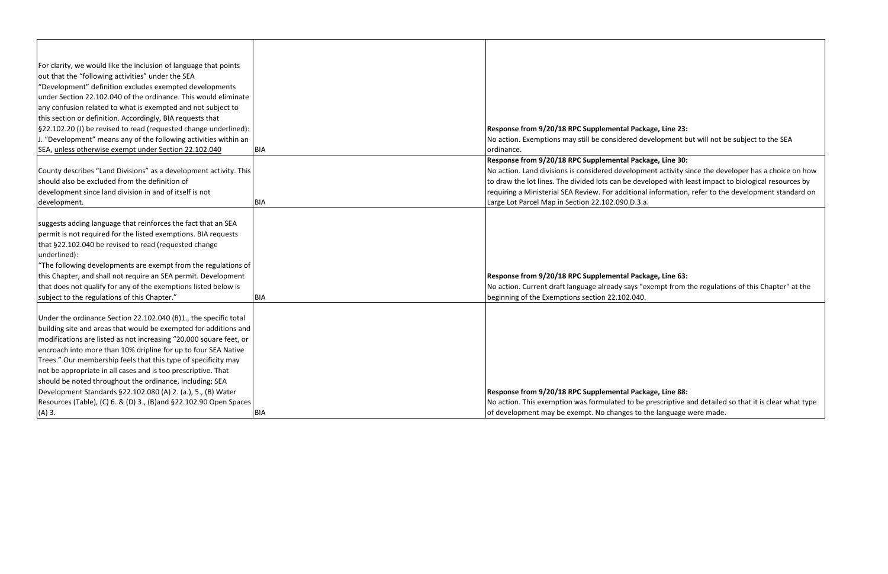| | | |
|---|---|---|
| For clarity, we would like the inclusion of language that points out that the "following activities" under the SEA "Development" definition excludes exempted developments under Section 22.102.040 of the ordinance. This would eliminate any confusion related to what is exempted and not subject to this section or definition. Accordingly, BIA requests that §22.102.20 (J) be revised to read (requested change underlined): J. "Development" means any of the following activities within an SEA, <u>unless otherwise exempt under Section 22.102.040</u> | BIA | **Response from 9/20/18 RPC Supplemental Package, Line 23:** No action. Exemptions may still be considered development but will not be subject to the SEA ordinance. |
| County describes "Land Divisions" as a development activity. This should also be excluded from the definition of development since land division in and of itself is not development. | BIA | **Response from 9/20/18 RPC Supplemental Package, Line 30:** No action. Land divisions is considered development activity since the developer has a choice on how to draw the lot lines. The divided lots can be developed with least impact to biological resources by requiring a Ministerial SEA Review. For additional information, refer to the development standard on Large Lot Parcel Map in Section 22.102.090.D.3.a. |
| suggests adding language that reinforces the fact that an SEA permit is not required for the listed exemptions. BIA requests that §22.102.040 be revised to read (requested change underlined): "The following developments are exempt from the regulations of this Chapter, <u>and shall not require an SEA permit</u>. Development that does not qualify for any of the exemptions listed below is subject to the regulations of this Chapter." | BIA | **Response from 9/20/18 RPC Supplemental Package, Line 63:** No action. Current draft language already says "exempt from the regulations of this Chapter" at the beginning of the Exemptions section 22.102.040. |
| Under the ordinance Section 22.102.040 (B)1., the specific total building site and areas that would be exempted for additions and modifications are listed as not increasing "20,000 square feet, or encroach into more than 10% dripline for up to four SEA Native Trees." Our membership feels that this type of specificity may not be appropriate in all cases and is too prescriptive. That should be noted throughout the ordinance, including; SEA Development Standards §22.102.080 (A) 2. (a.), 5., (B) Water Resources (Table), (C) 6. & (D) 3., (B)and §22.102.90 Open Spaces (A) 3. | BIA | **Response from 9/20/18 RPC Supplemental Package, Line 88:** No action. This exemption was formulated to be prescriptive and detailed so that it is clear what type of development may be exempt. No changes to the language were made. |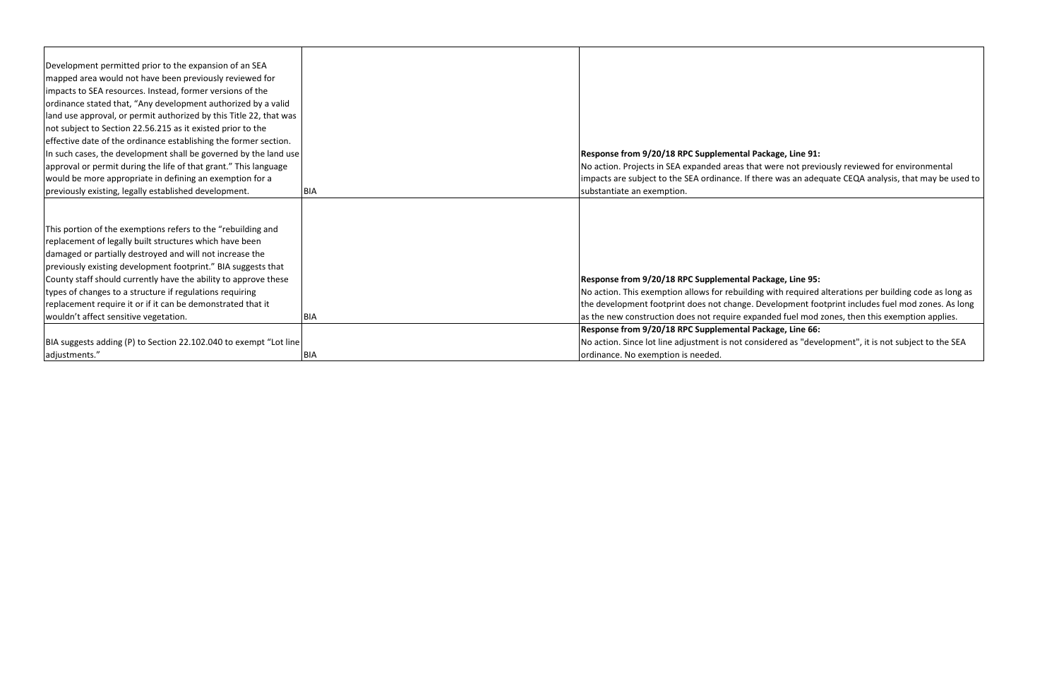| | | |
|---|---|---|
| Development permitted prior to the expansion of an SEA mapped area would not have been previously reviewed for impacts to SEA resources. Instead, former versions of the ordinance stated that, "Any development authorized by a valid land use approval, or permit authorized by this Title 22, that was not subject to Section 22.56.215 as it existed prior to the effective date of the ordinance establishing the former section. In such cases, the development shall be governed by the land use approval or permit during the life of that grant." This language would be more appropriate in defining an exemption for a previously existing, legally established development. | BIA | **Response from 9/20/18 RPC Supplemental Package, Line 91:** No action. Projects in SEA expanded areas that were not previously reviewed for environmental impacts are subject to the SEA ordinance. If there was an adequate CEQA analysis, that may be used to substantiate an exemption. |
| This portion of the exemptions refers to the "rebuilding and replacement of legally built structures which have been damaged or partially destroyed and will not increase the previously existing development footprint." BIA suggests that County staff should currently have the ability to approve these types of changes to a structure if regulations requiring replacement require it or if it can be demonstrated that it wouldn't affect sensitive vegetation. | BIA | **Response from 9/20/18 RPC Supplemental Package, Line 95:** No action. This exemption allows for rebuilding with required alterations per building code as long as the development footprint does not change. Development footprint includes fuel mod zones. As long as the new construction does not require expanded fuel mod zones, then this exemption applies. |
| BIA suggests adding (P) to Section 22.102.040 to exempt "Lot line adjustments." | BIA | **Response from 9/20/18 RPC Supplemental Package, Line 66:** No action. Since lot line adjustment is not considered as "development", it is not subject to the SEA ordinance. No exemption is needed. |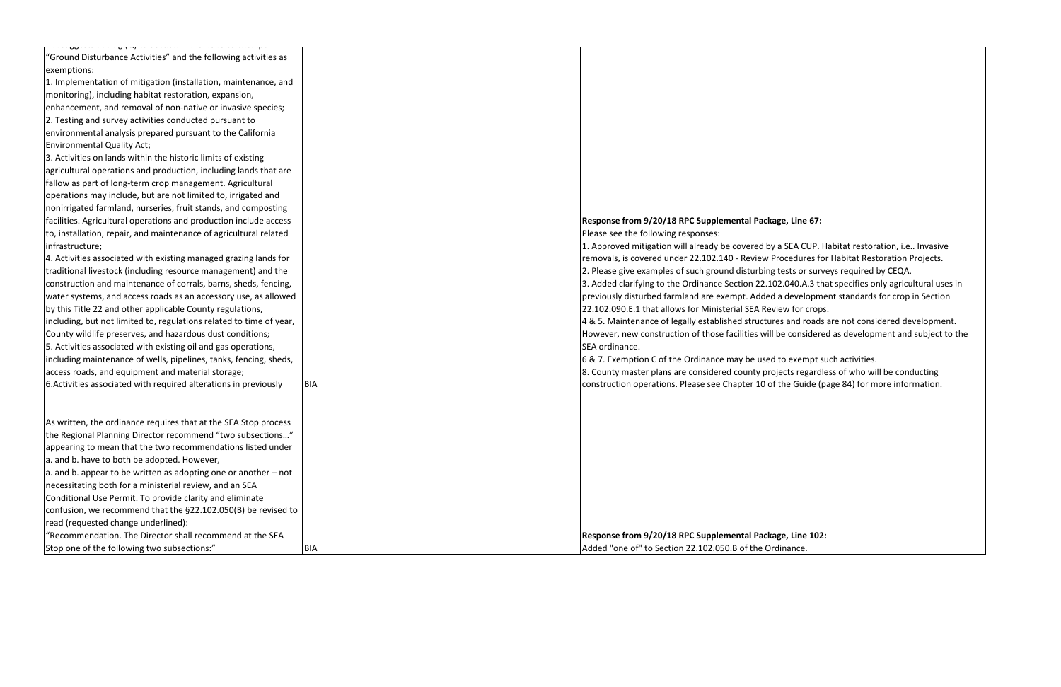| | | |
|---|---|---|
| "Ground Disturbance Activities" and the following activities as exemptions:<br>1. Implementation of mitigation (installation, maintenance, and monitoring), including habitat restoration, expansion, enhancement, and removal of non-native or invasive species;<br>2. Testing and survey activities conducted pursuant to environmental analysis prepared pursuant to the California Environmental Quality Act;<br>3. Activities on lands within the historic limits of existing agricultural operations and production, including lands that are fallow as part of long-term crop management. Agricultural operations may include, but are not limited to, irrigated and nonirrigated farmland, nurseries, fruit stands, and composting facilities. Agricultural operations and production include access to, installation, repair, and maintenance of agricultural related infrastructure;<br>4. Activities associated with existing managed grazing lands for traditional livestock (including resource management) and the construction and maintenance of corrals, barns, sheds, fencing, water systems, and access roads as an accessory use, as allowed by this Title 22 and other applicable County regulations, including, but not limited to, regulations related to time of year, County wildlife preserves, and hazardous dust conditions;<br>5. Activities associated with existing oil and gas operations, including maintenance of wells, pipelines, tanks, fencing, sheds, access roads, and equipment and material storage;<br>6.Activities associated with required alterations in previously | BIA | **Response from 9/20/18 RPC Supplemental Package, Line 67:**<br>Please see the following responses:<br>1. Approved mitigation will already be covered by a SEA CUP. Habitat restoration, i.e.. Invasive removals, is covered under 22.102.140 - Review Procedures for Habitat Restoration Projects.<br>2. Please give examples of such ground disturbing tests or surveys required by CEQA.<br>3. Added clarifying to the Ordinance Section 22.102.040.A.3 that specifies only agricultural uses in previously disturbed farmland are exempt. Added a development standards for crop in Section 22.102.090.E.1 that allows for Ministerial SEA Review for crops.<br>4 & 5. Maintenance of legally established structures and roads are not considered development. However, new construction of those facilities will be considered as development and subject to the SEA ordinance.<br>6 & 7. Exemption C of the Ordinance may be used to exempt such activities.<br>8. County master plans are considered county projects regardless of who will be conducting construction operations. Please see Chapter 10 of the Guide (page 84) for more information. |
| As written, the ordinance requires that at the SEA Stop process the Regional Planning Director recommend "two subsections..." appearing to mean that the two recommendations listed under a. and b. have to both be adopted. However, a. and b. appear to be written as adopting one or another – not necessitating both for a ministerial review, and an SEA Conditional Use Permit. To provide clarity and eliminate confusion, we recommend that the §22.102.050(B) be revised to read (requested change underlined):<br>"Recommendation. The Director shall recommend at the SEA Stop <u>one of</u> the following two subsections:" | BIA | **Response from 9/20/18 RPC Supplemental Package, Line 102:**<br>Added "one of" to Section 22.102.050.B of the Ordinance. |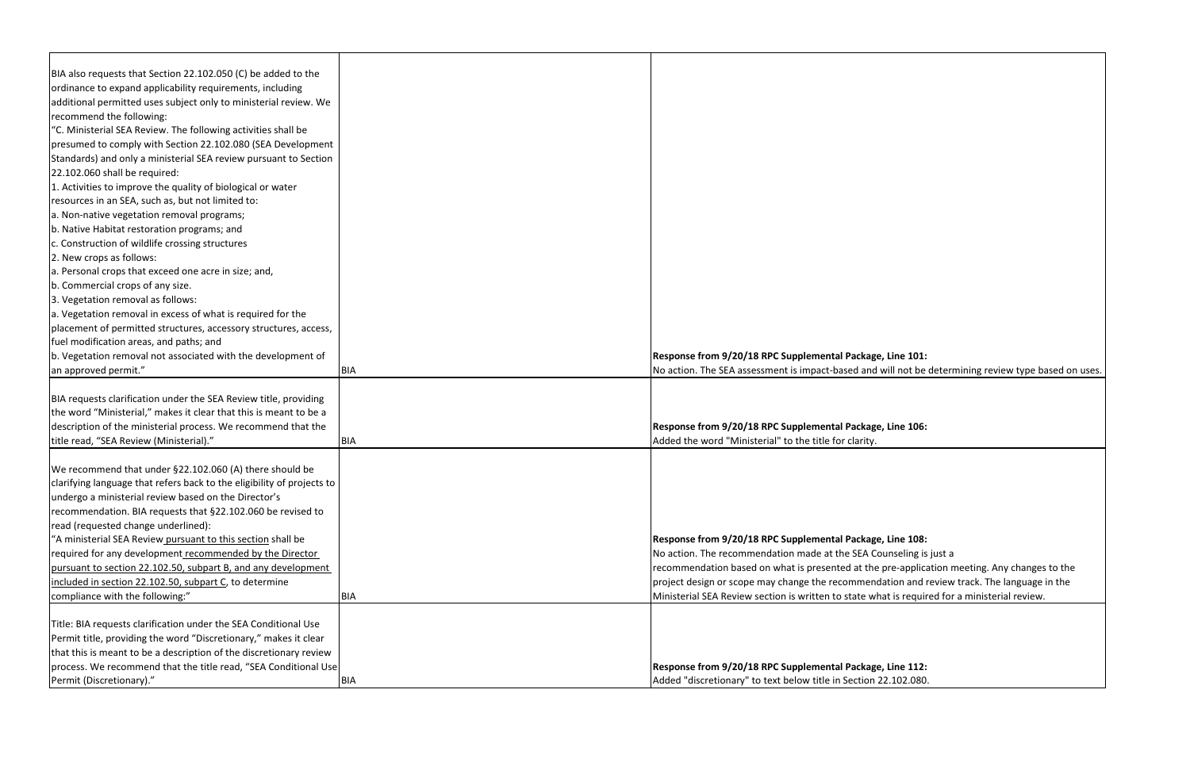| | | |
|---|---|---|
| BIA also requests that Section 22.102.050 (C) be added to the ordinance to expand applicability requirements, including additional permitted uses subject only to ministerial review. We recommend the following:<br>"C. Ministerial SEA Review. The following activities shall be presumed to comply with Section 22.102.080 (SEA Development Standards) and only a ministerial SEA review pursuant to Section 22.102.060 shall be required:<br>1. Activities to improve the quality of biological or water resources in an SEA, such as, but not limited to:<br>a. Non-native vegetation removal programs;<br>b. Native Habitat restoration programs; and<br>c. Construction of wildlife crossing structures<br>2. New crops as follows:<br>a. Personal crops that exceed one acre in size; and,<br>b. Commercial crops of any size.<br>3. Vegetation removal as follows:<br>a. Vegetation removal in excess of what is required for the placement of permitted structures, accessory structures, access, fuel modification areas, and paths; and<br>b. Vegetation removal not associated with the development of an approved permit." | BIA | **Response from 9/20/18 RPC Supplemental Package, Line 101:**<br>No action. The SEA assessment is impact-based and will not be determining review type based on uses. |
| BIA requests clarification under the SEA Review title, providing the word "Ministerial," makes it clear that this is meant to be a description of the ministerial process. We recommend that the title read, "SEA Review (Ministerial)." | BIA | **Response from 9/20/18 RPC Supplemental Package, Line 106:**<br>Added the word "Ministerial" to the title for clarity. |
| We recommend that under §22.102.060 (A) there should be clarifying language that refers back to the eligibility of projects to undergo a ministerial review based on the Director's recommendation. BIA requests that §22.102.060 be revised to read (requested change underlined):<br>"A ministerial SEA Review <u>pursuant to this section</u> shall be required for any development <u>recommended by the Director pursuant to section 22.102.50, subpart B, and any development included in section 22.102.50, subpart C</u>, to determine compliance with the following:" | BIA | **Response from 9/20/18 RPC Supplemental Package, Line 108:**<br>No action. The recommendation made at the SEA Counseling is just a recommendation based on what is presented at the pre-application meeting. Any changes to the project design or scope may change the recommendation and review track. The language in the Ministerial SEA Review section is written to state what is required for a ministerial review. |
| Title: BIA requests clarification under the SEA Conditional Use Permit title, providing the word "Discretionary," makes it clear that this is meant to be a description of the discretionary review process. We recommend that the title read, "SEA Conditional Use Permit (Discretionary)." | BIA | **Response from 9/20/18 RPC Supplemental Package, Line 112:**<br>Added "discretionary" to text below title in Section 22.102.080. |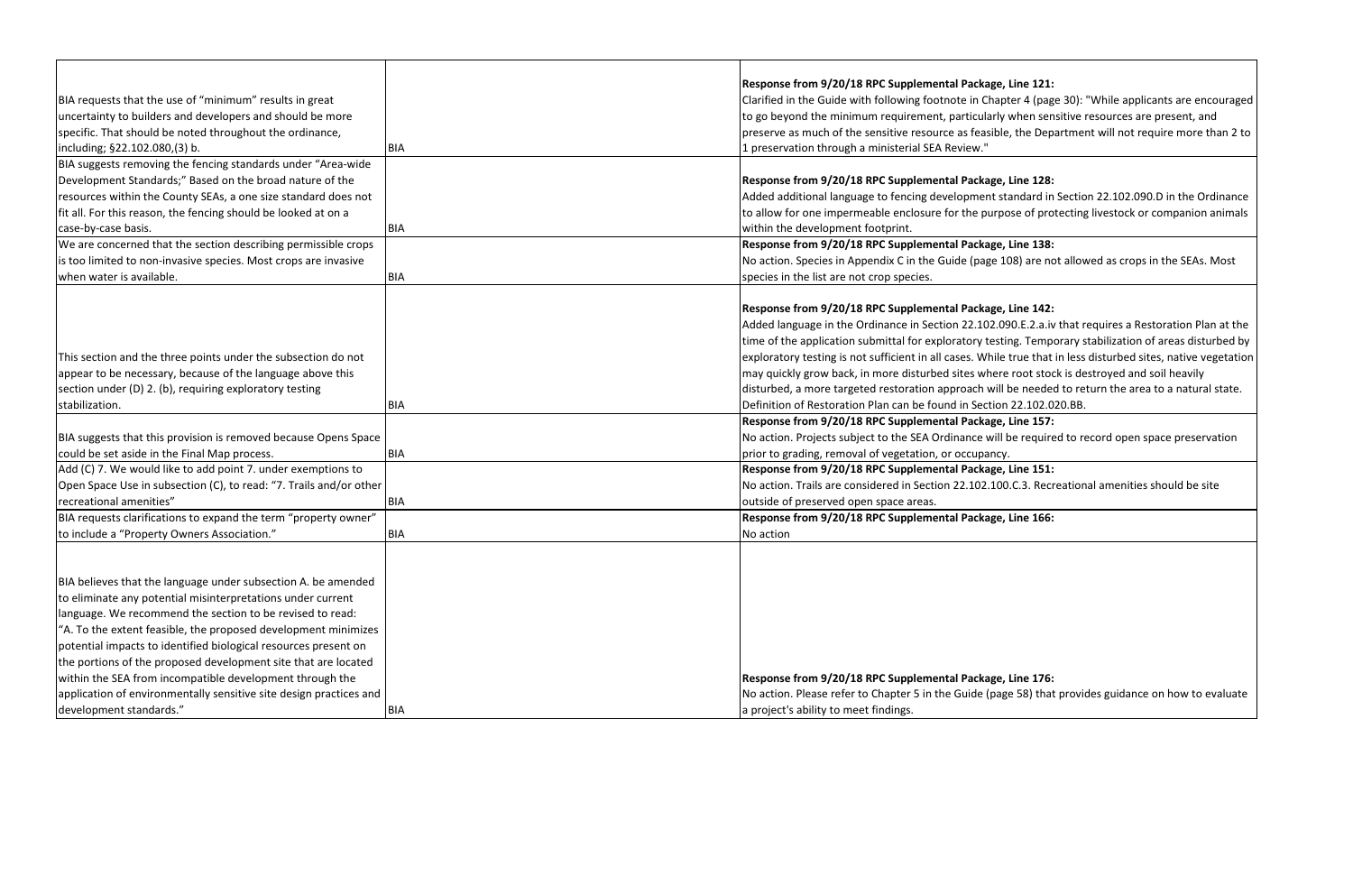| | | |
|---|---|---|
| BIA requests that the use of "minimum" results in great uncertainty to builders and developers and should be more specific. That should be noted throughout the ordinance, including; §22.102.080,(3) b. | BIA | **Response from 9/20/18 RPC Supplemental Package, Line 121:** Clarified in the Guide with following footnote in Chapter 4 (page 30): "While applicants are encouraged to go beyond the minimum requirement, particularly when sensitive resources are present, and preserve as much of the sensitive resource as feasible, the Department will not require more than 2 to 1 preservation through a ministerial SEA Review." |
| BIA suggests removing the fencing standards under "Area-wide Development Standards;" Based on the broad nature of the resources within the County SEAs, a one size standard does not fit all. For this reason, the fencing should be looked at on a case-by-case basis. | BIA | **Response from 9/20/18 RPC Supplemental Package, Line 128:** Added additional language to fencing development standard in Section 22.102.090.D in the Ordinance to allow for one impermeable enclosure for the purpose of protecting livestock or companion animals within the development footprint. |
| We are concerned that the section describing permissible crops is too limited to non-invasive species. Most crops are invasive when water is available. | BIA | **Response from 9/20/18 RPC Supplemental Package, Line 138:** No action. Species in Appendix C in the Guide (page 108) are not allowed as crops in the SEAs. Most species in the list are not crop species. |
| This section and the three points under the subsection do not appear to be necessary, because of the language above this section under (D) 2. (b), requiring exploratory testing stabilization. | BIA | **Response from 9/20/18 RPC Supplemental Package, Line 142:** Added language in the Ordinance in Section 22.102.090.E.2.a.iv that requires a Restoration Plan at the time of the application submittal for exploratory testing. Temporary stabilization of areas disturbed by exploratory testing is not sufficient in all cases. While true that in less disturbed sites, native vegetation may quickly grow back, in more disturbed sites where root stock is destroyed and soil heavily disturbed, a more targeted restoration approach will be needed to return the area to a natural state. Definition of Restoration Plan can be found in Section 22.102.020.BB. |
| BIA suggests that this provision is removed because Opens Space could be set aside in the Final Map process. | BIA | **Response from 9/20/18 RPC Supplemental Package, Line 157:** No action. Projects subject to the SEA Ordinance will be required to record open space preservation prior to grading, removal of vegetation, or occupancy. |
| Add (C) 7. We would like to add point 7. under exemptions to Open Space Use in subsection (C), to read: "7. Trails and/or other recreational amenities" | BIA | **Response from 9/20/18 RPC Supplemental Package, Line 151:** No action. Trails are considered in Section 22.102.100.C.3. Recreational amenities should be site outside of preserved open space areas. |
| BIA requests clarifications to expand the term "property owner" to include a "Property Owners Association." | BIA | **Response from 9/20/18 RPC Supplemental Package, Line 166:** No action |
| BIA believes that the language under subsection A. be amended to eliminate any potential misinterpretations under current language. We recommend the section to be revised to read: "A. To the extent feasible, the proposed development minimizes potential impacts to identified biological resources present on the portions of the proposed development site that are located within the SEA from incompatible development through the application of environmentally sensitive site design practices and development standards." | BIA | **Response from 9/20/18 RPC Supplemental Package, Line 176:** No action. Please refer to Chapter 5 in the Guide (page 58) that provides guidance on how to evaluate a project's ability to meet findings. |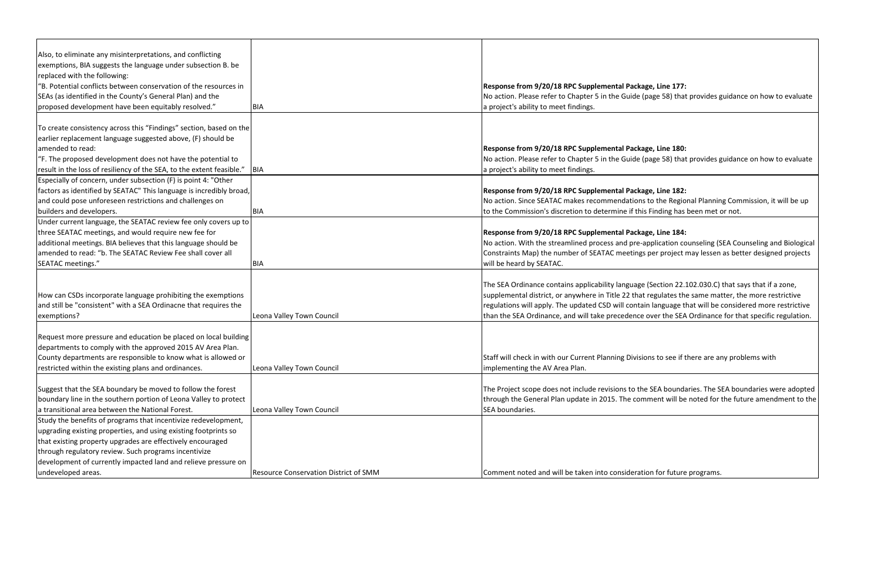| | | |
|---|---|---|
| Also, to eliminate any misinterpretations, and conflicting exemptions, BIA suggests the language under subsection B. be replaced with the following:<br>"B. Potential conflicts between conservation of the resources in SEAs (as identified in the County's General Plan) and the proposed development have been equitably resolved." | BIA | **Response from 9/20/18 RPC Supplemental Package, Line 177:**<br>No action. Please refer to Chapter 5 in the Guide (page 58) that provides guidance on how to evaluate a project's ability to meet findings. |
| To create consistency across this "Findings" section, based on the earlier replacement language suggested above, (F) should be amended to read:<br>"F. The proposed development does not have the potential to result in the loss of resiliency of the SEA, to the extent feasible." | BIA | **Response from 9/20/18 RPC Supplemental Package, Line 180:**<br>No action. Please refer to Chapter 5 in the Guide (page 58) that provides guidance on how to evaluate a project's ability to meet findings. |
| Especially of concern, under subsection (F) is point 4: "Other factors as identified by SEATAC" This language is incredibly broad, and could pose unforeseen restrictions and challenges on builders and developers. | BIA | **Response from 9/20/18 RPC Supplemental Package, Line 182:**<br>No action. Since SEATAC makes recommendations to the Regional Planning Commission, it will be up to the Commission's discretion to determine if this Finding has been met or not. |
| Under current language, the SEATAC review fee only covers up to three SEATAC meetings, and would require new fee for additional meetings. BIA believes that this language should be amended to read: "b. The SEATAC Review Fee shall cover all SEATAC meetings." | BIA | **Response from 9/20/18 RPC Supplemental Package, Line 184:**<br>No action. With the streamlined process and pre-application counseling (SEA Counseling and Biological Constraints Map) the number of SEATAC meetings per project may lessen as better designed projects will be heard by SEATAC. |
| How can CSDs incorporate language prohibiting the exemptions and still be "consistent" with a SEA Ordinacne that requires the exemptions? | Leona Valley Town Council | The SEA Ordinance contains applicability language (Section 22.102.030.C) that says that if a zone, supplemental district, or anywhere in Title 22 that regulates the same matter, the more restrictive regulations will apply. The updated CSD will contain language that will be considered more restrictive than the SEA Ordinance, and will take precedence over the SEA Ordinance for that specific regulation. |
| Request more pressure and education be placed on local building departments to comply with the approved 2015 AV Area Plan. County departments are responsible to know what is allowed or restricted within the existing plans and ordinances. | Leona Valley Town Council | Staff will check in with our Current Planning Divisions to see if there are any problems with implementing the AV Area Plan. |
| Suggest that the SEA boundary be moved to follow the forest boundary line in the southern portion of Leona Valley to protect a transitional area between the National Forest. | Leona Valley Town Council | The Project scope does not include revisions to the SEA boundaries. The SEA boundaries were adopted through the General Plan update in 2015. The comment will be noted for the future amendment to the SEA boundaries. |
| Study the benefits of programs that incentivize redevelopment, upgrading existing properties, and using existing footprints so that existing property upgrades are effectively encouraged through regulatory review. Such programs incentivize development of currently impacted land and relieve pressure on undeveloped areas. | Resource Conservation District of SMM | Comment noted and will be taken into consideration for future programs. |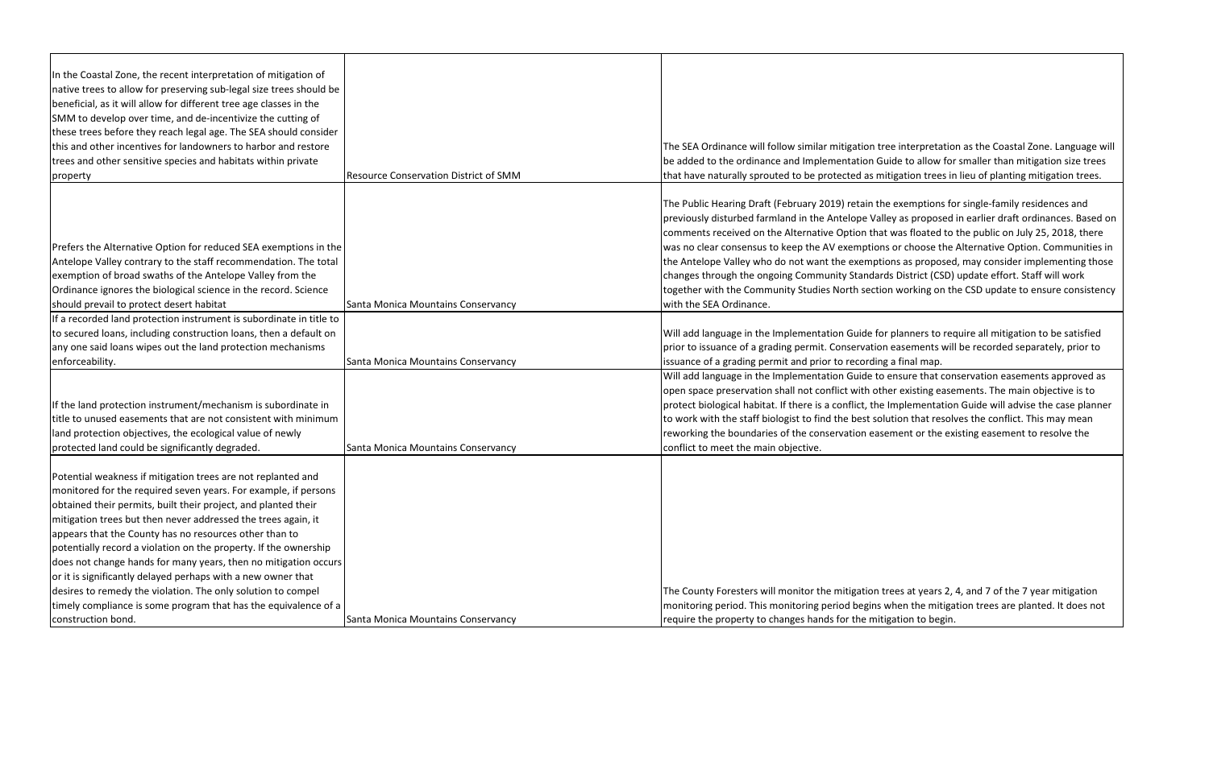| | | |
|---|---|---|
| In the Coastal Zone, the recent interpretation of mitigation of native trees to allow for preserving sub-legal size trees should be beneficial, as it will allow for different tree age classes in the SMM to develop over time, and de-incentivize the cutting of these trees before they reach legal age. The SEA should consider this and other incentives for landowners to harbor and restore trees and other sensitive species and habitats within private property | Resource Conservation District of SMM | The SEA Ordinance will follow similar mitigation tree interpretation as the Coastal Zone. Language will be added to the ordinance and Implementation Guide to allow for smaller than mitigation size trees that have naturally sprouted to be protected as mitigation trees in lieu of planting mitigation trees. |
| Prefers the Alternative Option for reduced SEA exemptions in the Antelope Valley contrary to the staff recommendation. The total exemption of broad swaths of the Antelope Valley from the Ordinance ignores the biological science in the record. Science should prevail to protect desert habitat | Santa Monica Mountains Conservancy | The Public Hearing Draft (February 2019) retain the exemptions for single-family residences and previously disturbed farmland in the Antelope Valley as proposed in earlier draft ordinances. Based on comments received on the Alternative Option that was floated to the public on July 25, 2018, there was no clear consensus to keep the AV exemptions or choose the Alternative Option. Communities in the Antelope Valley who do not want the exemptions as proposed, may consider implementing those changes through the ongoing Community Standards District (CSD) update effort. Staff will work together with the Community Studies North section working on the CSD update to ensure consistency with the SEA Ordinance. |
| If a recorded land protection instrument is subordinate in title to to secured loans, including construction loans, then a default on any one said loans wipes out the land protection mechanisms enforceability. | Santa Monica Mountains Conservancy | Will add language in the Implementation Guide for planners to require all mitigation to be satisfied prior to issuance of a grading permit. Conservation easements will be recorded separately, prior to issuance of a grading permit and prior to recording a final map. |
| If the land protection instrument/mechanism is subordinate in title to unused easements that are not consistent with minimum land protection objectives, the ecological value of newly protected land could be significantly degraded. | Santa Monica Mountains Conservancy | Will add language in the Implementation Guide to ensure that conservation easements approved as open space preservation shall not conflict with other existing easements. The main objective is to protect biological habitat. If there is a conflict, the Implementation Guide will advise the case planner to work with the staff biologist to find the best solution that resolves the conflict. This may mean reworking the boundaries of the conservation easement or the existing easement to resolve the conflict to meet the main objective. |
| Potential weakness if mitigation trees are not replanted and monitored for the required seven years. For example, if persons obtained their permits, built their project, and planted their mitigation trees but then never addressed the trees again, it appears that the County has no resources other than to potentially record a violation on the property. If the ownership does not change hands for many years, then no mitigation occurs or it is significantly delayed perhaps with a new owner that desires to remedy the violation. The only solution to compel timely compliance is some program that has the equivalence of a construction bond. | Santa Monica Mountains Conservancy | The County Foresters will monitor the mitigation trees at years 2, 4, and 7 of the 7 year mitigation monitoring period. This monitoring period begins when the mitigation trees are planted. It does not require the property to changes hands for the mitigation to begin. |